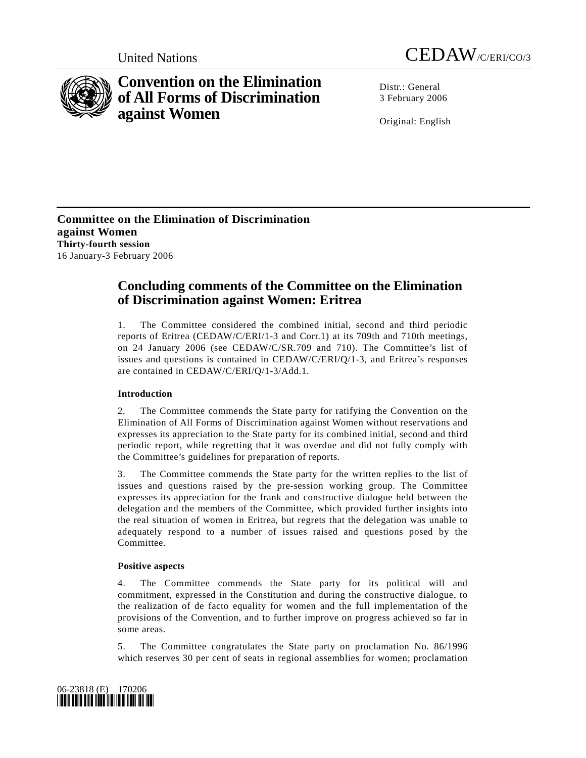United Nations CEDAW/C/ERI/CO/3

# Convention on the Elimination of All Forms of Discrimination against Women

Distr.: General
3 February 2006

Original: English

**Committee on the Elimination of Discrimination against Women**
**Thirty-fourth session**
16 January-3 February 2006

## Concluding comments of the Committee on the Elimination of Discrimination against Women: Eritrea

1. The Committee considered the combined initial, second and third periodic reports of Eritrea (CEDAW/C/ERI/1-3 and Corr.1) at its 709th and 710th meetings, on 24 January 2006 (see CEDAW/C/SR.709 and 710). The Committee's list of issues and questions is contained in CEDAW/C/ERI/Q/1-3, and Eritrea's responses are contained in CEDAW/C/ERI/Q/1-3/Add.1.

### Introduction

2. The Committee commends the State party for ratifying the Convention on the Elimination of All Forms of Discrimination against Women without reservations and expresses its appreciation to the State party for its combined initial, second and third periodic report, while regretting that it was overdue and did not fully comply with the Committee's guidelines for preparation of reports.

3. The Committee commends the State party for the written replies to the list of issues and questions raised by the pre-session working group. The Committee expresses its appreciation for the frank and constructive dialogue held between the delegation and the members of the Committee, which provided further insights into the real situation of women in Eritrea, but regrets that the delegation was unable to adequately respond to a number of issues raised and questions posed by the Committee.

### Positive aspects

4. The Committee commends the State party for its political will and commitment, expressed in the Constitution and during the constructive dialogue, to the realization of de facto equality for women and the full implementation of the provisions of the Convention, and to further improve on progress achieved so far in some areas.

5. The Committee congratulates the State party on proclamation No. 86/1996 which reserves 30 per cent of seats in regional assemblies for women; proclamation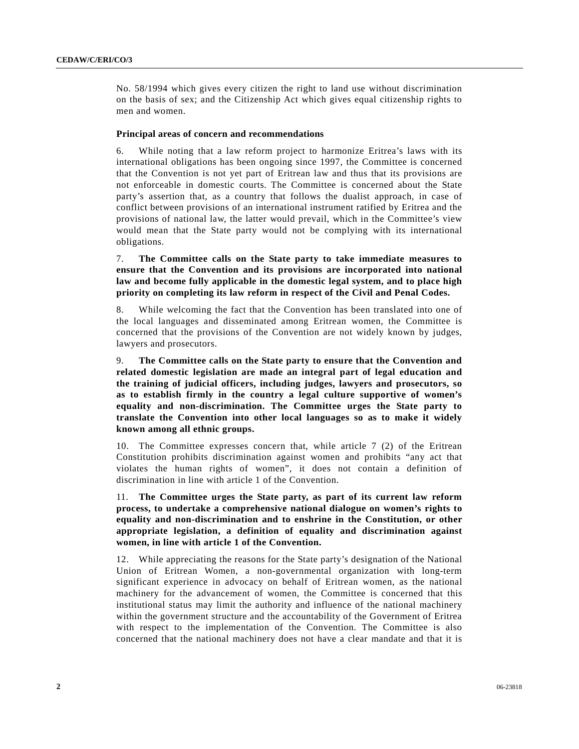No. 58/1994 which gives every citizen the right to land use without discrimination on the basis of sex; and the Citizenship Act which gives equal citizenship rights to men and women.

### Principal areas of concern and recommendations

6. While noting that a law reform project to harmonize Eritrea's laws with its international obligations has been ongoing since 1997, the Committee is concerned that the Convention is not yet part of Eritrean law and thus that its provisions are not enforceable in domestic courts. The Committee is concerned about the State party's assertion that, as a country that follows the dualist approach, in case of conflict between provisions of an international instrument ratified by Eritrea and the provisions of national law, the latter would prevail, which in the Committee's view would mean that the State party would not be complying with its international obligations.

7. **The Committee calls on the State party to take immediate measures to ensure that the Convention and its provisions are incorporated into national law and become fully applicable in the domestic legal system, and to place high priority on completing its law reform in respect of the Civil and Penal Codes.**

8. While welcoming the fact that the Convention has been translated into one of the local languages and disseminated among Eritrean women, the Committee is concerned that the provisions of the Convention are not widely known by judges, lawyers and prosecutors.

9. **The Committee calls on the State party to ensure that the Convention and related domestic legislation are made an integral part of legal education and the training of judicial officers, including judges, lawyers and prosecutors, so as to establish firmly in the country a legal culture supportive of women's equality and non-discrimination. The Committee urges the State party to translate the Convention into other local languages so as to make it widely known among all ethnic groups.**

10. The Committee expresses concern that, while article 7 (2) of the Eritrean Constitution prohibits discrimination against women and prohibits "any act that violates the human rights of women", it does not contain a definition of discrimination in line with article 1 of the Convention.

11. **The Committee urges the State party, as part of its current law reform process, to undertake a comprehensive national dialogue on women's rights to equality and non-discrimination and to enshrine in the Constitution, or other appropriate legislation, a definition of equality and discrimination against women, in line with article 1 of the Convention.**

12. While appreciating the reasons for the State party's designation of the National Union of Eritrean Women, a non-governmental organization with long-term significant experience in advocacy on behalf of Eritrean women, as the national machinery for the advancement of women, the Committee is concerned that this institutional status may limit the authority and influence of the national machinery within the government structure and the accountability of the Government of Eritrea with respect to the implementation of the Convention. The Committee is also concerned that the national machinery does not have a clear mandate and that it is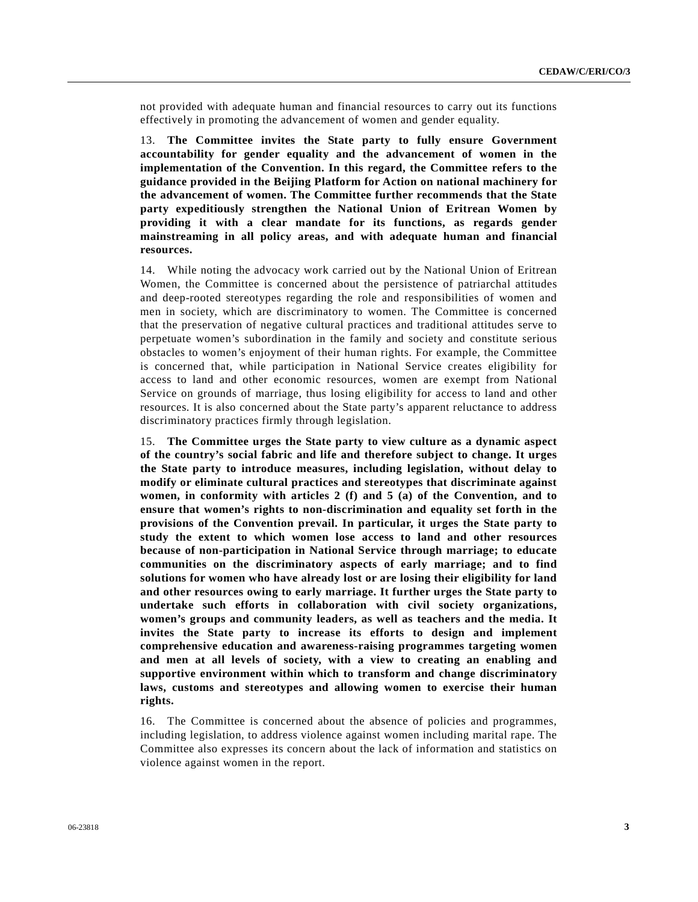not provided with adequate human and financial resources to carry out its functions effectively in promoting the advancement of women and gender equality.

13. **The Committee invites the State party to fully ensure Government accountability for gender equality and the advancement of women in the implementation of the Convention. In this regard, the Committee refers to the guidance provided in the Beijing Platform for Action on national machinery for the advancement of women. The Committee further recommends that the State party expeditiously strengthen the National Union of Eritrean Women by providing it with a clear mandate for its functions, as regards gender mainstreaming in all policy areas, and with adequate human and financial resources.**

14. While noting the advocacy work carried out by the National Union of Eritrean Women, the Committee is concerned about the persistence of patriarchal attitudes and deep-rooted stereotypes regarding the role and responsibilities of women and men in society, which are discriminatory to women. The Committee is concerned that the preservation of negative cultural practices and traditional attitudes serve to perpetuate women's subordination in the family and society and constitute serious obstacles to women's enjoyment of their human rights. For example, the Committee is concerned that, while participation in National Service creates eligibility for access to land and other economic resources, women are exempt from National Service on grounds of marriage, thus losing eligibility for access to land and other resources. It is also concerned about the State party's apparent reluctance to address discriminatory practices firmly through legislation.

15. **The Committee urges the State party to view culture as a dynamic aspect of the country's social fabric and life and therefore subject to change. It urges the State party to introduce measures, including legislation, without delay to modify or eliminate cultural practices and stereotypes that discriminate against women, in conformity with articles 2 (f) and 5 (a) of the Convention, and to ensure that women's rights to non-discrimination and equality set forth in the provisions of the Convention prevail. In particular, it urges the State party to study the extent to which women lose access to land and other resources because of non-participation in National Service through marriage; to educate communities on the discriminatory aspects of early marriage; and to find solutions for women who have already lost or are losing their eligibility for land and other resources owing to early marriage. It further urges the State party to undertake such efforts in collaboration with civil society organizations, women's groups and community leaders, as well as teachers and the media. It invites the State party to increase its efforts to design and implement comprehensive education and awareness-raising programmes targeting women and men at all levels of society, with a view to creating an enabling and supportive environment within which to transform and change discriminatory laws, customs and stereotypes and allowing women to exercise their human rights.**

16. The Committee is concerned about the absence of policies and programmes, including legislation, to address violence against women including marital rape. The Committee also expresses its concern about the lack of information and statistics on violence against women in the report.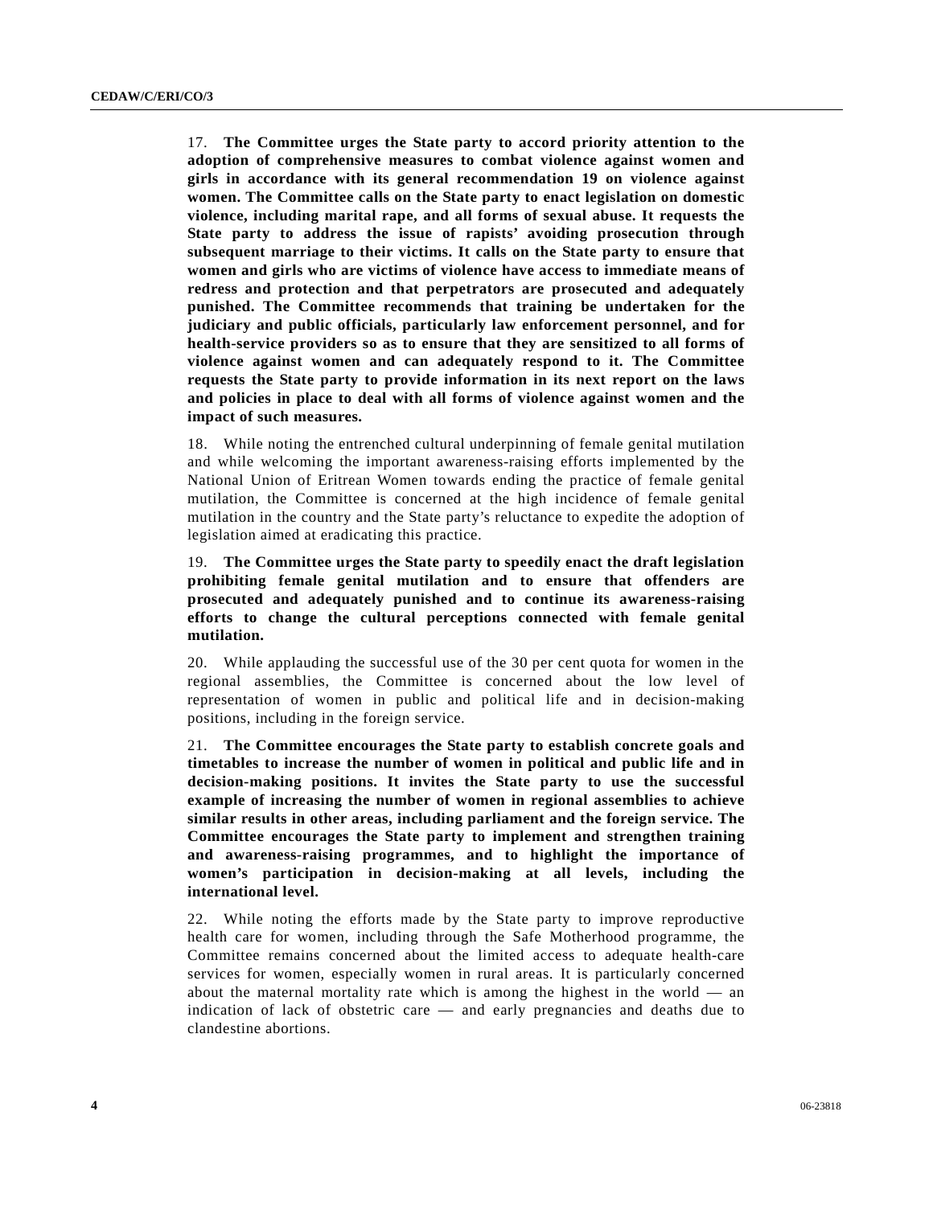17. **The Committee urges the State party to accord priority attention to the adoption of comprehensive measures to combat violence against women and girls in accordance with its general recommendation 19 on violence against women. The Committee calls on the State party to enact legislation on domestic violence, including marital rape, and all forms of sexual abuse. It requests the State party to address the issue of rapists' avoiding prosecution through subsequent marriage to their victims. It calls on the State party to ensure that women and girls who are victims of violence have access to immediate means of redress and protection and that perpetrators are prosecuted and adequately punished. The Committee recommends that training be undertaken for the judiciary and public officials, particularly law enforcement personnel, and for health-service providers so as to ensure that they are sensitized to all forms of violence against women and can adequately respond to it. The Committee requests the State party to provide information in its next report on the laws and policies in place to deal with all forms of violence against women and the impact of such measures.**

18. While noting the entrenched cultural underpinning of female genital mutilation and while welcoming the important awareness-raising efforts implemented by the National Union of Eritrean Women towards ending the practice of female genital mutilation, the Committee is concerned at the high incidence of female genital mutilation in the country and the State party's reluctance to expedite the adoption of legislation aimed at eradicating this practice.

19. **The Committee urges the State party to speedily enact the draft legislation prohibiting female genital mutilation and to ensure that offenders are prosecuted and adequately punished and to continue its awareness-raising efforts to change the cultural perceptions connected with female genital mutilation.**

20. While applauding the successful use of the 30 per cent quota for women in the regional assemblies, the Committee is concerned about the low level of representation of women in public and political life and in decision-making positions, including in the foreign service.

21. **The Committee encourages the State party to establish concrete goals and timetables to increase the number of women in political and public life and in decision-making positions. It invites the State party to use the successful example of increasing the number of women in regional assemblies to achieve similar results in other areas, including parliament and the foreign service. The Committee encourages the State party to implement and strengthen training and awareness-raising programmes, and to highlight the importance of women's participation in decision-making at all levels, including the international level.**

22. While noting the efforts made by the State party to improve reproductive health care for women, including through the Safe Motherhood programme, the Committee remains concerned about the limited access to adequate health-care services for women, especially women in rural areas. It is particularly concerned about the maternal mortality rate which is among the highest in the world — an indication of lack of obstetric care — and early pregnancies and deaths due to clandestine abortions.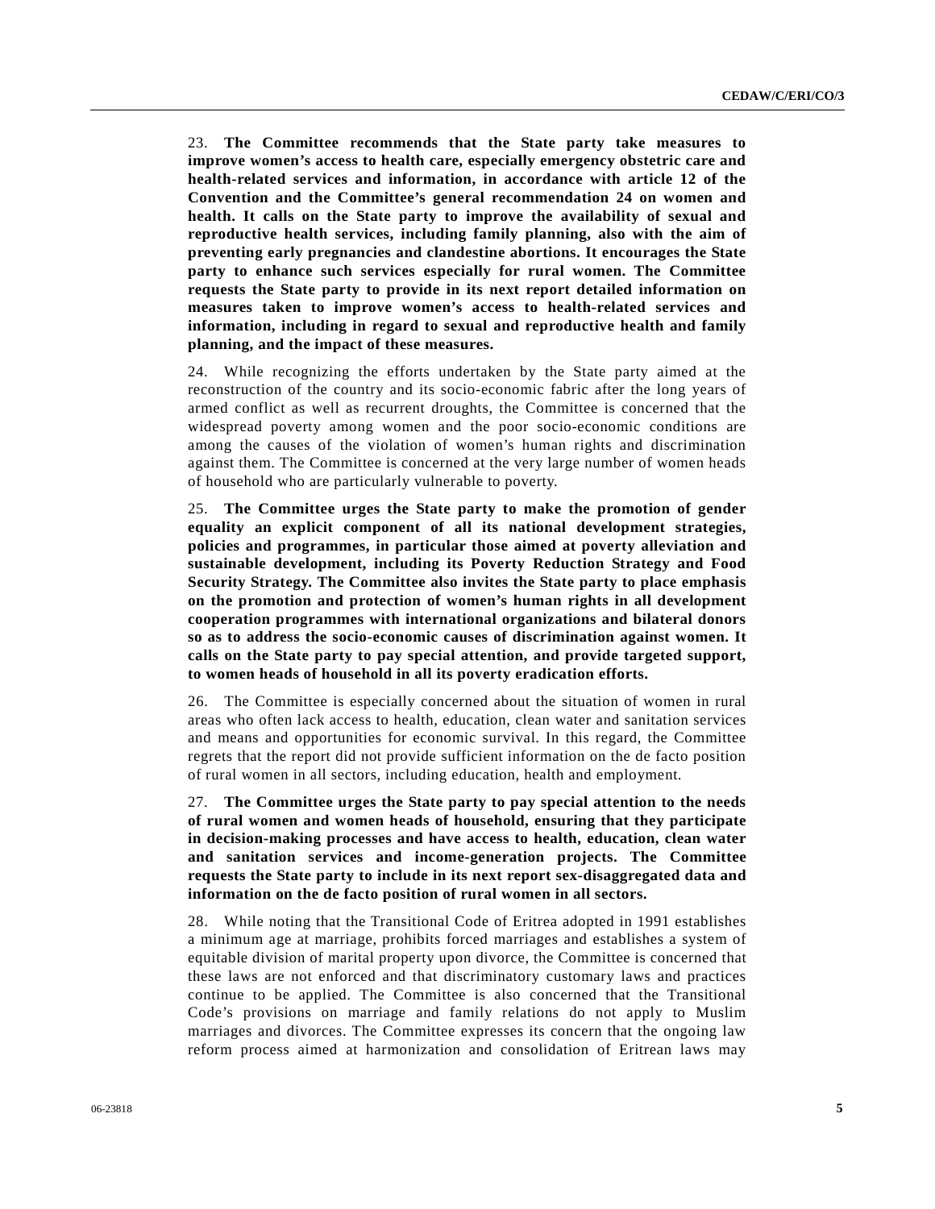23. **The Committee recommends that the State party take measures to improve women's access to health care, especially emergency obstetric care and health-related services and information, in accordance with article 12 of the Convention and the Committee's general recommendation 24 on women and health. It calls on the State party to improve the availability of sexual and reproductive health services, including family planning, also with the aim of preventing early pregnancies and clandestine abortions. It encourages the State party to enhance such services especially for rural women. The Committee requests the State party to provide in its next report detailed information on measures taken to improve women's access to health-related services and information, including in regard to sexual and reproductive health and family planning, and the impact of these measures.**

24. While recognizing the efforts undertaken by the State party aimed at the reconstruction of the country and its socio-economic fabric after the long years of armed conflict as well as recurrent droughts, the Committee is concerned that the widespread poverty among women and the poor socio-economic conditions are among the causes of the violation of women's human rights and discrimination against them. The Committee is concerned at the very large number of women heads of household who are particularly vulnerable to poverty.

25. **The Committee urges the State party to make the promotion of gender equality an explicit component of all its national development strategies, policies and programmes, in particular those aimed at poverty alleviation and sustainable development, including its Poverty Reduction Strategy and Food Security Strategy. The Committee also invites the State party to place emphasis on the promotion and protection of women's human rights in all development cooperation programmes with international organizations and bilateral donors so as to address the socio-economic causes of discrimination against women. It calls on the State party to pay special attention, and provide targeted support, to women heads of household in all its poverty eradication efforts.**

26. The Committee is especially concerned about the situation of women in rural areas who often lack access to health, education, clean water and sanitation services and means and opportunities for economic survival. In this regard, the Committee regrets that the report did not provide sufficient information on the de facto position of rural women in all sectors, including education, health and employment.

27. **The Committee urges the State party to pay special attention to the needs of rural women and women heads of household, ensuring that they participate in decision-making processes and have access to health, education, clean water and sanitation services and income-generation projects. The Committee requests the State party to include in its next report sex-disaggregated data and information on the de facto position of rural women in all sectors.**

28. While noting that the Transitional Code of Eritrea adopted in 1991 establishes a minimum age at marriage, prohibits forced marriages and establishes a system of equitable division of marital property upon divorce, the Committee is concerned that these laws are not enforced and that discriminatory customary laws and practices continue to be applied. The Committee is also concerned that the Transitional Code's provisions on marriage and family relations do not apply to Muslim marriages and divorces. The Committee expresses its concern that the ongoing law reform process aimed at harmonization and consolidation of Eritrean laws may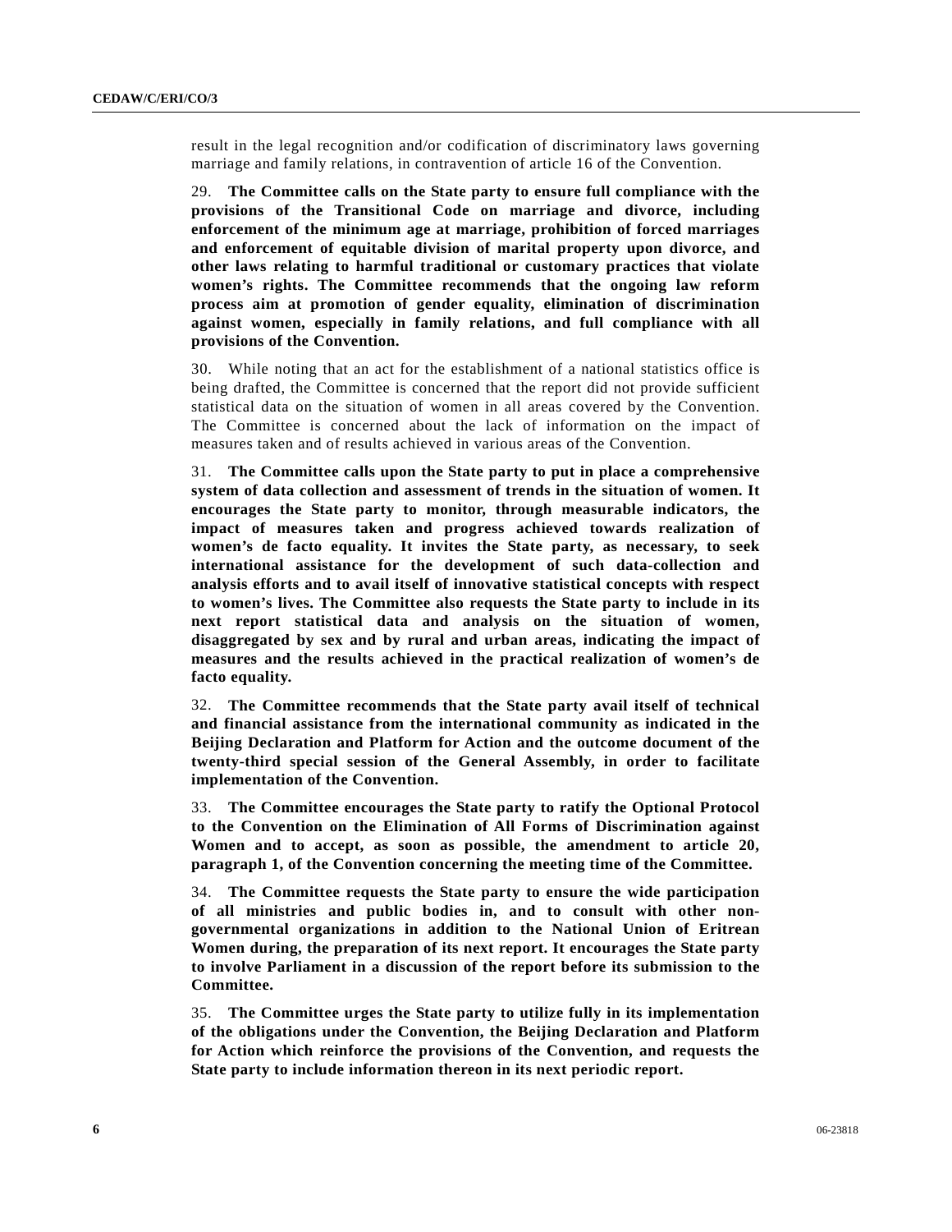result in the legal recognition and/or codification of discriminatory laws governing marriage and family relations, in contravention of article 16 of the Convention.

29. **The Committee calls on the State party to ensure full compliance with the provisions of the Transitional Code on marriage and divorce, including enforcement of the minimum age at marriage, prohibition of forced marriages and enforcement of equitable division of marital property upon divorce, and other laws relating to harmful traditional or customary practices that violate women's rights. The Committee recommends that the ongoing law reform process aim at promotion of gender equality, elimination of discrimination against women, especially in family relations, and full compliance with all provisions of the Convention.**

30. While noting that an act for the establishment of a national statistics office is being drafted, the Committee is concerned that the report did not provide sufficient statistical data on the situation of women in all areas covered by the Convention. The Committee is concerned about the lack of information on the impact of measures taken and of results achieved in various areas of the Convention.

31. **The Committee calls upon the State party to put in place a comprehensive system of data collection and assessment of trends in the situation of women. It encourages the State party to monitor, through measurable indicators, the impact of measures taken and progress achieved towards realization of women's de facto equality. It invites the State party, as necessary, to seek international assistance for the development of such data-collection and analysis efforts and to avail itself of innovative statistical concepts with respect to women's lives. The Committee also requests the State party to include in its next report statistical data and analysis on the situation of women, disaggregated by sex and by rural and urban areas, indicating the impact of measures and the results achieved in the practical realization of women's de facto equality.**

32. **The Committee recommends that the State party avail itself of technical and financial assistance from the international community as indicated in the Beijing Declaration and Platform for Action and the outcome document of the twenty-third special session of the General Assembly, in order to facilitate implementation of the Convention.**

33. **The Committee encourages the State party to ratify the Optional Protocol to the Convention on the Elimination of All Forms of Discrimination against Women and to accept, as soon as possible, the amendment to article 20, paragraph 1, of the Convention concerning the meeting time of the Committee.**

34. **The Committee requests the State party to ensure the wide participation of all ministries and public bodies in, and to consult with other non-governmental organizations in addition to the National Union of Eritrean Women during, the preparation of its next report. It encourages the State party to involve Parliament in a discussion of the report before its submission to the Committee.**

35. **The Committee urges the State party to utilize fully in its implementation of the obligations under the Convention, the Beijing Declaration and Platform for Action which reinforce the provisions of the Convention, and requests the State party to include information thereon in its next periodic report.**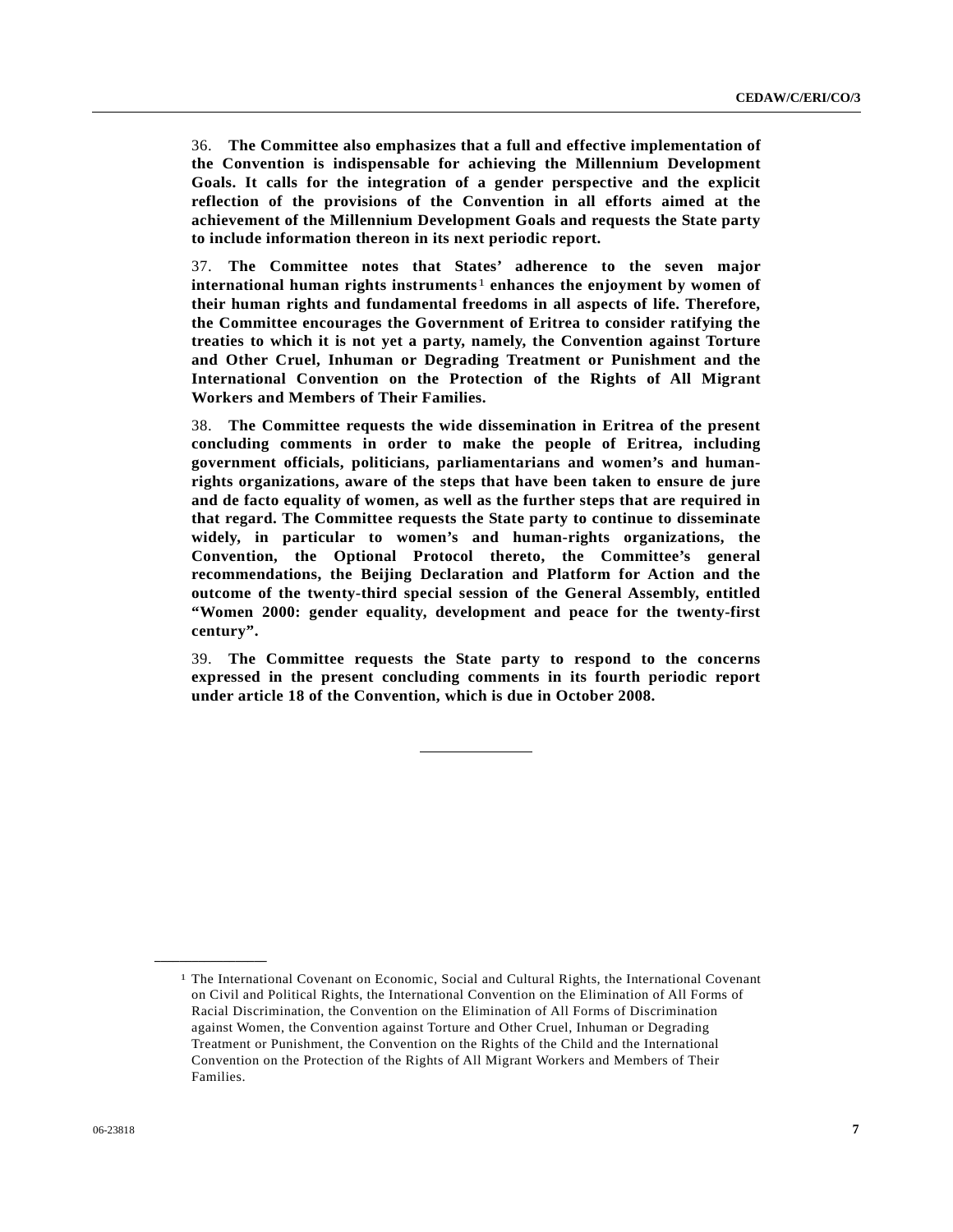36. **The Committee also emphasizes that a full and effective implementation of the Convention is indispensable for achieving the Millennium Development Goals. It calls for the integration of a gender perspective and the explicit reflection of the provisions of the Convention in all efforts aimed at the achievement of the Millennium Development Goals and requests the State party to include information thereon in its next periodic report.**

37. **The Committee notes that States' adherence to the seven major international human rights instruments**[1] **enhances the enjoyment by women of their human rights and fundamental freedoms in all aspects of life. Therefore, the Committee encourages the Government of Eritrea to consider ratifying the treaties to which it is not yet a party, namely, the Convention against Torture and Other Cruel, Inhuman or Degrading Treatment or Punishment and the International Convention on the Protection of the Rights of All Migrant Workers and Members of Their Families.**

38. **The Committee requests the wide dissemination in Eritrea of the present concluding comments in order to make the people of Eritrea, including government officials, politicians, parliamentarians and women's and human-rights organizations, aware of the steps that have been taken to ensure de jure and de facto equality of women, as well as the further steps that are required in that regard. The Committee requests the State party to continue to disseminate widely, in particular to women's and human-rights organizations, the Convention, the Optional Protocol thereto, the Committee's general recommendations, the Beijing Declaration and Platform for Action and the outcome of the twenty-third special session of the General Assembly, entitled "Women 2000: gender equality, development and peace for the twenty-first century".**

39. **The Committee requests the State party to respond to the concerns expressed in the present concluding comments in its fourth periodic report under article 18 of the Convention, which is due in October 2008.**

---

[1] The International Covenant on Economic, Social and Cultural Rights, the International Covenant on Civil and Political Rights, the International Convention on the Elimination of All Forms of Racial Discrimination, the Convention on the Elimination of All Forms of Discrimination against Women, the Convention against Torture and Other Cruel, Inhuman or Degrading Treatment or Punishment, the Convention on the Rights of the Child and the International Convention on the Protection of the Rights of All Migrant Workers and Members of Their Families.